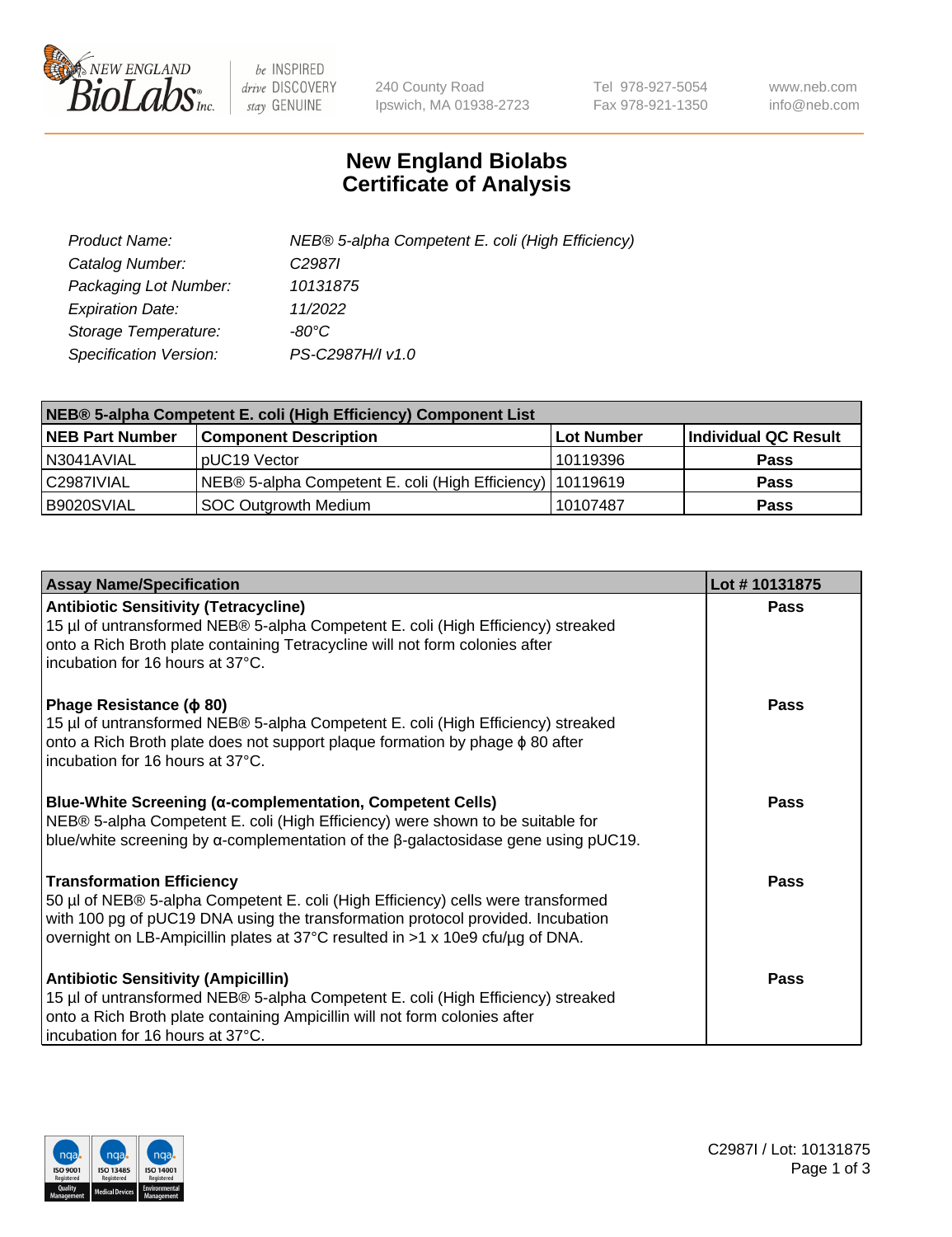NEW ENGLAND BioLabs Inc. — be INSPIRED drive DISCOVERY stay GENUINE

240 County Road
Ipswich, MA 01938-2723

Tel 978-927-5054
Fax 978-921-1350

www.neb.com
info@neb.com

# New England Biolabs Certificate of Analysis

| | |
|---|---|
| *Product Name:* | *NEB® 5-alpha Competent E. coli (High Efficiency)* |
| *Catalog Number:* | *C2987I* |
| *Packaging Lot Number:* | *10131875* |
| *Expiration Date:* | *11/2022* |
| *Storage Temperature:* | *-80°C* |
| *Specification Version:* | *PS-C2987H/I v1.0* |

| **NEB® 5-alpha Competent E. coli (High Efficiency) Component List** | | | |
|---|---|---|---|
| **NEB Part Number** | **Component Description** | **Lot Number** | **Individual QC Result** |
| N3041AVIAL | pUC19 Vector | 10119396 | **Pass** |
| C2987IVIAL | NEB® 5-alpha Competent E. coli (High Efficiency) | 10119619 | **Pass** |
| B9020SVIAL | SOC Outgrowth Medium | 10107487 | **Pass** |

| **Assay Name/Specification** | **Lot # 10131875** |
|---|---|
| **Antibiotic Sensitivity (Tetracycline)**<br>15 µl of untransformed NEB® 5-alpha Competent E. coli (High Efficiency) streaked onto a Rich Broth plate containing Tetracycline will not form colonies after incubation for 16 hours at 37°C. | **Pass** |
| **Phage Resistance (ϕ 80)**<br>15 µl of untransformed NEB® 5-alpha Competent E. coli (High Efficiency) streaked onto a Rich Broth plate does not support plaque formation by phage ϕ 80 after incubation for 16 hours at 37°C. | **Pass** |
| **Blue-White Screening (α-complementation, Competent Cells)**<br>NEB® 5-alpha Competent E. coli (High Efficiency) were shown to be suitable for blue/white screening by α-complementation of the β-galactosidase gene using pUC19. | **Pass** |
| **Transformation Efficiency**<br>50 µl of NEB® 5-alpha Competent E. coli (High Efficiency) cells were transformed with 100 pg of pUC19 DNA using the transformation protocol provided. Incubation overnight on LB-Ampicillin plates at 37°C resulted in >1 x 10e9 cfu/µg of DNA. | **Pass** |
| **Antibiotic Sensitivity (Ampicillin)**<br>15 µl of untransformed NEB® 5-alpha Competent E. coli (High Efficiency) streaked onto a Rich Broth plate containing Ampicillin will not form colonies after incubation for 16 hours at 37°C. | **Pass** |

ISO 9001 Registered Quality Management | ISO 13485 Registered Medical Devices | ISO 14001 Registered Environmental Management

C2987I / Lot: 10131875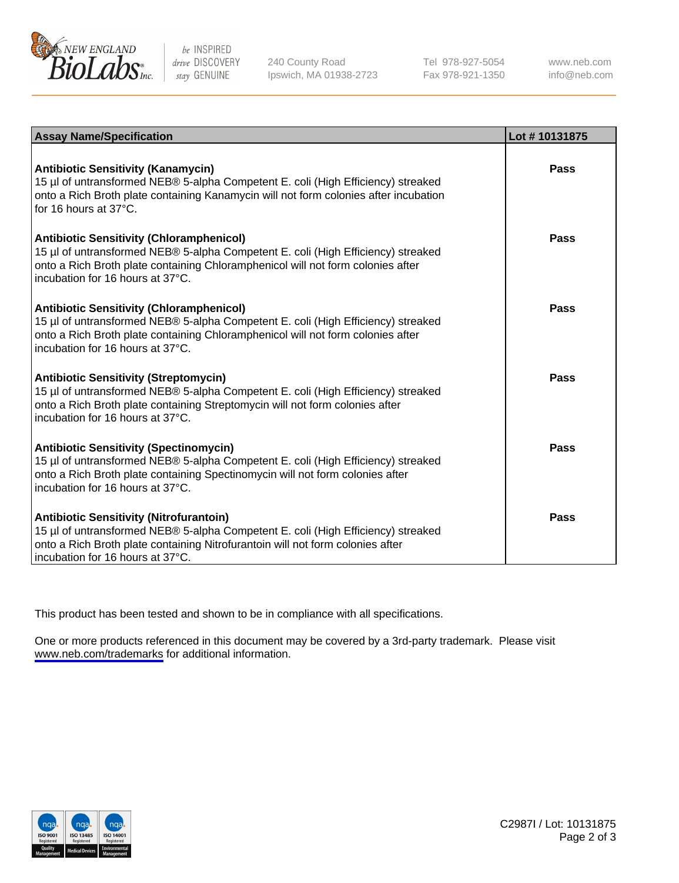| Assay Name/Specification | Lot # 10131875 |
| --- | --- |
| **Antibiotic Sensitivity (Kanamycin)**<br>15 µl of untransformed NEB® 5-alpha Competent E. coli (High Efficiency) streaked onto a Rich Broth plate containing Kanamycin will not form colonies after incubation for 16 hours at 37°C. | **Pass** |
| **Antibiotic Sensitivity (Chloramphenicol)**<br>15 µl of untransformed NEB® 5-alpha Competent E. coli (High Efficiency) streaked onto a Rich Broth plate containing Chloramphenicol will not form colonies after incubation for 16 hours at 37°C. | **Pass** |
| **Antibiotic Sensitivity (Chloramphenicol)**<br>15 µl of untransformed NEB® 5-alpha Competent E. coli (High Efficiency) streaked onto a Rich Broth plate containing Chloramphenicol will not form colonies after incubation for 16 hours at 37°C. | **Pass** |
| **Antibiotic Sensitivity (Streptomycin)**<br>15 µl of untransformed NEB® 5-alpha Competent E. coli (High Efficiency) streaked onto a Rich Broth plate containing Streptomycin will not form colonies after incubation for 16 hours at 37°C. | **Pass** |
| **Antibiotic Sensitivity (Spectinomycin)**<br>15 µl of untransformed NEB® 5-alpha Competent E. coli (High Efficiency) streaked onto a Rich Broth plate containing Spectinomycin will not form colonies after incubation for 16 hours at 37°C. | **Pass** |
| **Antibiotic Sensitivity (Nitrofurantoin)**<br>15 µl of untransformed NEB® 5-alpha Competent E. coli (High Efficiency) streaked onto a Rich Broth plate containing Nitrofurantoin will not form colonies after incubation for 16 hours at 37°C. | **Pass** |

This product has been tested and shown to be in compliance with all specifications.

One or more products referenced in this document may be covered by a 3rd-party trademark. Please visit www.neb.com/trademarks for additional information.

C2987I / Lot: 10131875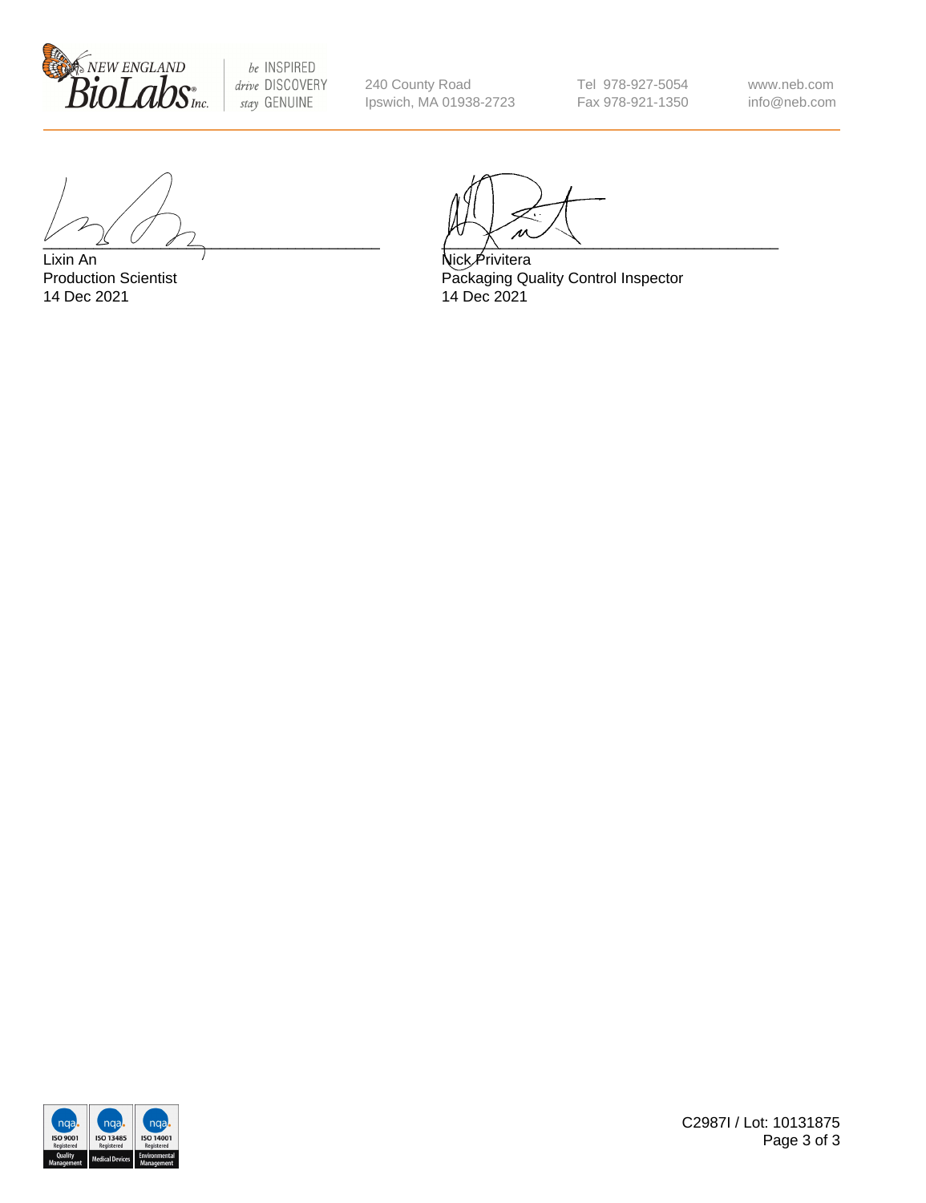Lixin An
Production Scientist
14 Dec 2021

Nick Privitera
Packaging Quality Control Inspector
14 Dec 2021

C2987I / Lot: 10131875